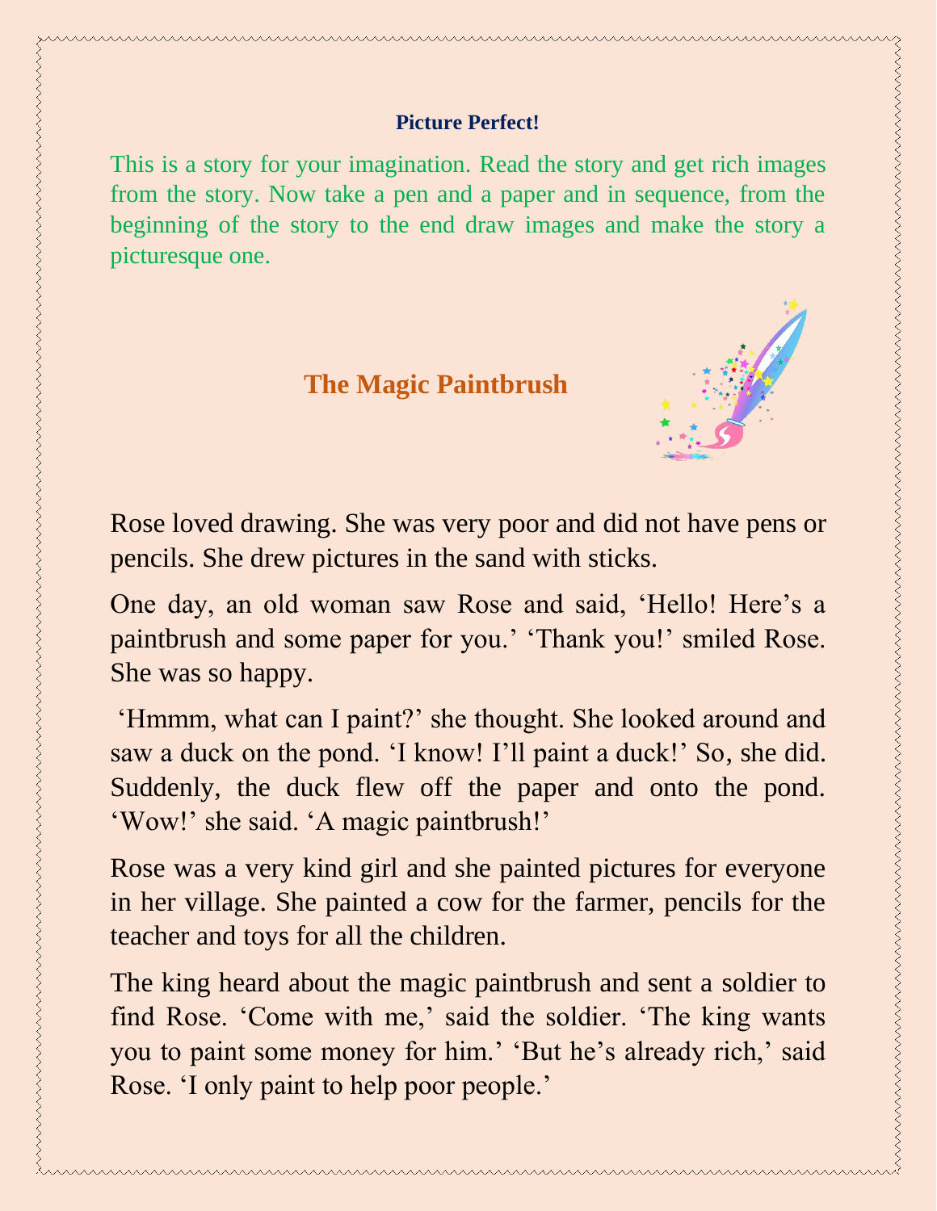## Picture Perfect!

This is a story for your imagination. Read the story and get rich images from the story. Now take a pen and a paper and in sequence, from the beginning of the story to the end draw images and make the story a picturesque one.

# The Magic Paintbrush

Rose loved drawing. She was very poor and did not have pens or pencils. She drew pictures in the sand with sticks.

One day, an old woman saw Rose and said, ‘Hello! Here’s a paintbrush and some paper for you.’ ‘Thank you!’ smiled Rose. She was so happy.

‘Hmmm, what can I paint?’ she thought. She looked around and saw a duck on the pond. ‘I know! I’ll paint a duck!’ So, she did. Suddenly, the duck flew off the paper and onto the pond. ‘Wow!’ she said. ‘A magic paintbrush!’

Rose was a very kind girl and she painted pictures for everyone in her village. She painted a cow for the farmer, pencils for the teacher and toys for all the children.

The king heard about the magic paintbrush and sent a soldier to find Rose. ‘Come with me,’ said the soldier. ‘The king wants you to paint some money for him.’ ‘But he’s already rich,’ said Rose. ‘I only paint to help poor people.’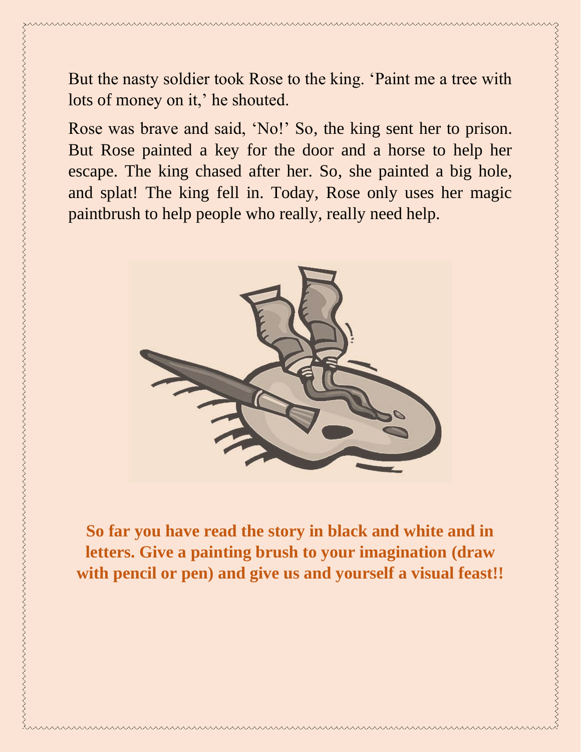But the nasty soldier took Rose to the king. 'Paint me a tree with lots of money on it,' he shouted.

Rose was brave and said, 'No!' So, the king sent her to prison. But Rose painted a key for the door and a horse to help her escape. The king chased after her. So, she painted a big hole, and splat! The king fell in. Today, Rose only uses her magic paintbrush to help people who really, really need help.

**So far you have read the story in black and white and in letters. Give a painting brush to your imagination (draw with pencil or pen) and give us and yourself a visual feast!!**